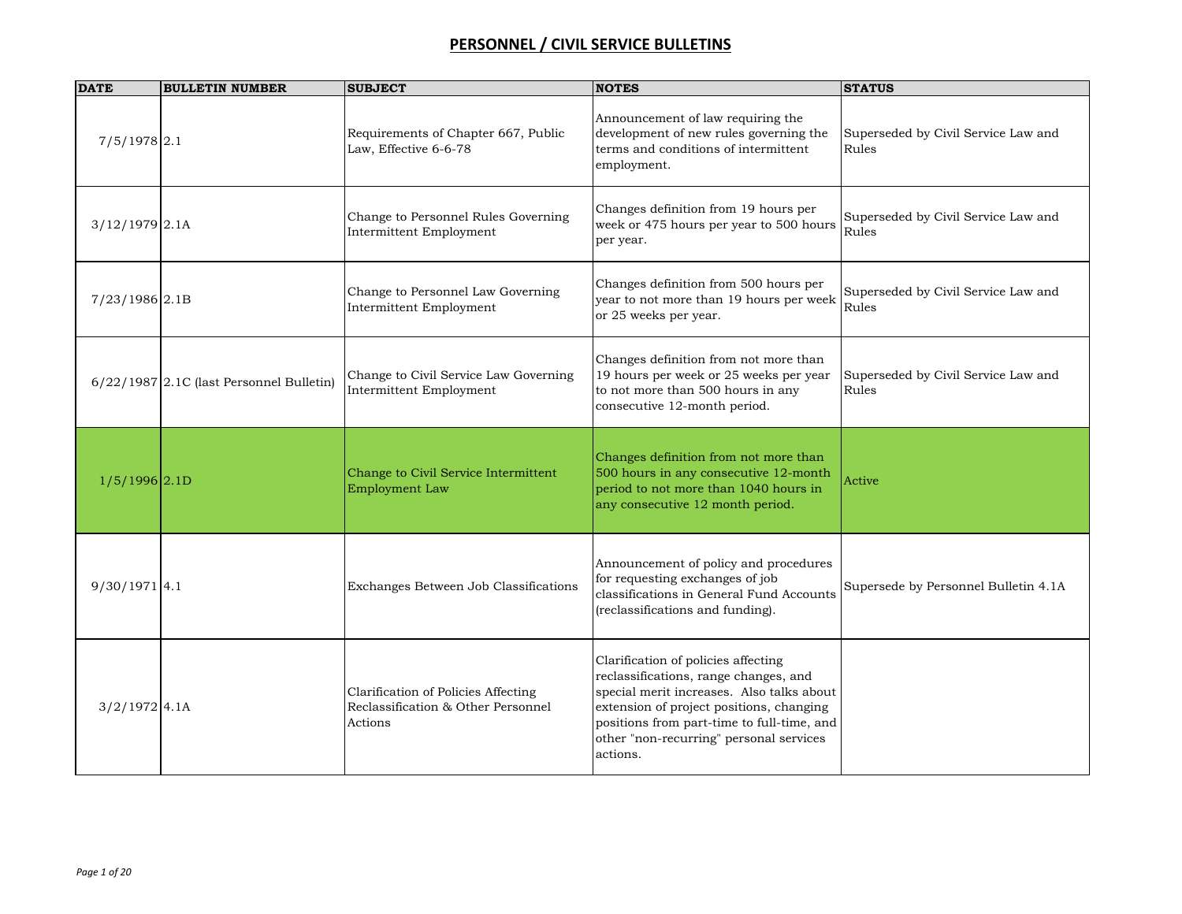# PERSONNEL / CIVIL SERVICE BULLETINS

| DATE | BULLETIN NUMBER | SUBJECT | NOTES | STATUS |
|---|---|---|---|---|
| 7/5/1978 | 2.1 | Requirements of Chapter 667, Public Law, Effective 6-6-78 | Announcement of law requiring the development of new rules governing the terms and conditions of intermittent employment. | Superseded by Civil Service Law and Rules |
| 3/12/1979 | 2.1A | Change to Personnel Rules Governing Intermittent Employment | Changes definition from 19 hours per week or 475 hours per year to 500 hours per year. | Superseded by Civil Service Law and Rules |
| 7/23/1986 | 2.1B | Change to Personnel Law Governing Intermittent Employment | Changes definition from 500 hours per year to not more than 19 hours per week or 25 weeks per year. | Superseded by Civil Service Law and Rules |
| 6/22/1987 | 2.1C (last Personnel Bulletin) | Change to Civil Service Law Governing Intermittent Employment | Changes definition from not more than 19 hours per week or 25 weeks per year to not more than 500 hours in any consecutive 12-month period. | Superseded by Civil Service Law and Rules |
| 1/5/1996 | 2.1D | Change to Civil Service Intermittent Employment Law | Changes definition from not more than 500 hours in any consecutive 12-month period to not more than 1040 hours in any consecutive 12 month period. | Active |
| 9/30/1971 | 4.1 | Exchanges Between Job Classifications | Announcement of policy and procedures for requesting exchanges of job classifications in General Fund Accounts (reclassifications and funding). | Supersede by Personnel Bulletin 4.1A |
| 3/2/1972 | 4.1A | Clarification of Policies Affecting Reclassification & Other Personnel Actions | Clarification of policies affecting reclassifications, range changes, and special merit increases. Also talks about extension of project positions, changing positions from part-time to full-time, and other "non-recurring" personal services actions. | |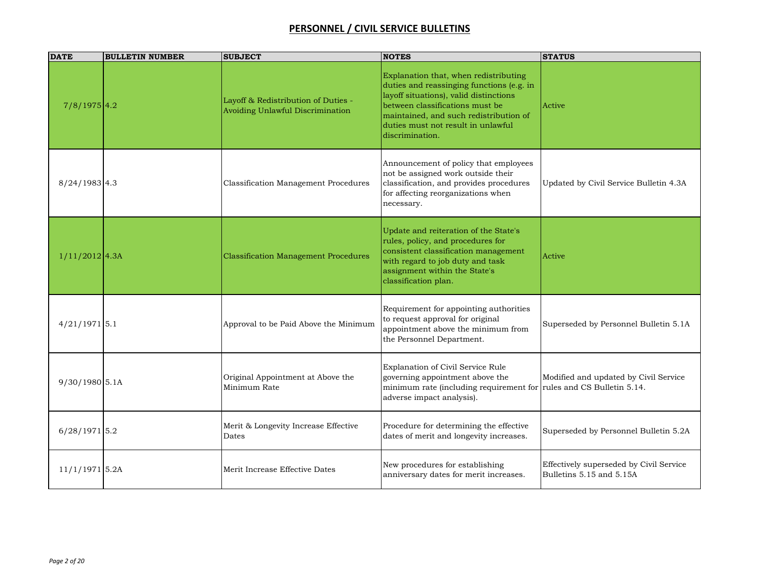## PERSONNEL / CIVIL SERVICE BULLETINS

| DATE | BULLETIN NUMBER | SUBJECT | NOTES | STATUS |
|---|---|---|---|---|
| 7/8/1975 | 4.2 | Layoff & Redistribution of Duties - Avoiding Unlawful Discrimination | Explanation that, when redistributing duties and reassinging functions (e.g. in layoff situations), valid distinctions between classifications must be maintained, and such redistribution of duties must not result in unlawful discrimination. | Active |
| 8/24/1983 | 4.3 | Classification Management Procedures | Announcement of policy that employees not be assigned work outside their classification, and provides procedures for affecting reorganizations when necessary. | Updated by Civil Service Bulletin 4.3A |
| 1/11/2012 | 4.3A | Classification Management Procedures | Update and reiteration of the State's rules, policy, and procedures for consistent classification management with regard to job duty and task assignment within the State's classification plan. | Active |
| 4/21/1971 | 5.1 | Approval to be Paid Above the Minimum | Requirement for appointing authorities to request approval for original appointment above the minimum from the Personnel Department. | Superseded by Personnel Bulletin 5.1A |
| 9/30/1980 | 5.1A | Original Appointment at Above the Minimum Rate | Explanation of Civil Service Rule governing appointment above the minimum rate (including requirement for adverse impact analysis). | Modified and updated by Civil Service rules and CS Bulletin 5.14. |
| 6/28/1971 | 5.2 | Merit & Longevity Increase Effective Dates | Procedure for determining the effective dates of merit and longevity increases. | Superseded by Personnel Bulletin 5.2A |
| 11/1/1971 | 5.2A | Merit Increase Effective Dates | New procedures for establishing anniversary dates for merit increases. | Effectively superseded by Civil Service Bulletins 5.15 and 5.15A |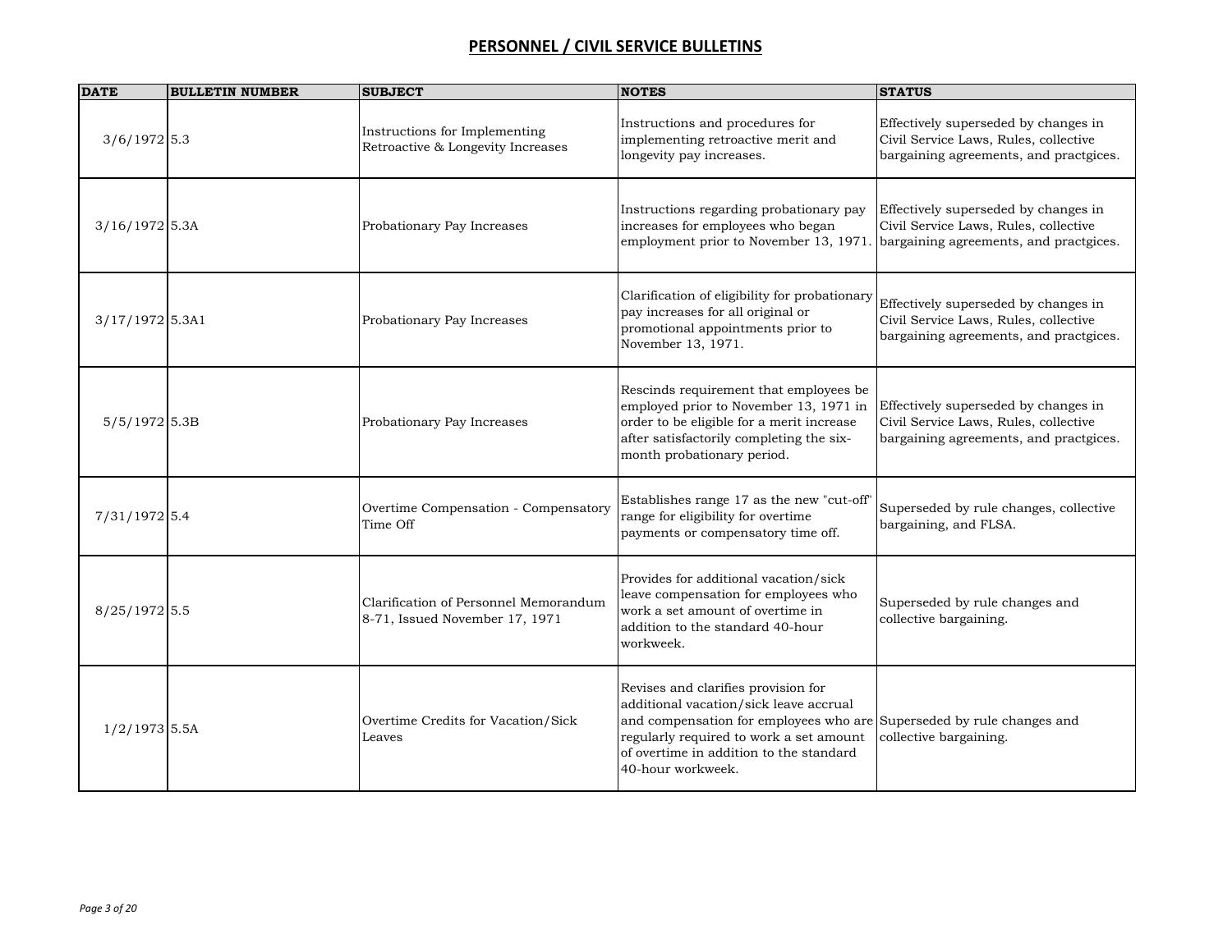# PERSONNEL / CIVIL SERVICE BULLETINS

| DATE | BULLETIN NUMBER | SUBJECT | NOTES | STATUS |
|---|---|---|---|---|
| 3/6/1972 | 5.3 | Instructions for Implementing Retroactive & Longevity Increases | Instructions and procedures for implementing retroactive merit and longevity pay increases. | Effectively superseded by changes in Civil Service Laws, Rules, collective bargaining agreements, and practgices. |
| 3/16/1972 | 5.3A | Probationary Pay Increases | Instructions regarding probationary pay increases for employees who began employment prior to November 13, 1971. | Effectively superseded by changes in Civil Service Laws, Rules, collective bargaining agreements, and practgices. |
| 3/17/1972 | 5.3A1 | Probationary Pay Increases | Clarification of eligibility for probationary pay increases for all original or promotional appointments prior to November 13, 1971. | Effectively superseded by changes in Civil Service Laws, Rules, collective bargaining agreements, and practgices. |
| 5/5/1972 | 5.3B | Probationary Pay Increases | Rescinds requirement that employees be employed prior to November 13, 1971 in order to be eligible for a merit increase after satisfactorily completing the six-month probationary period. | Effectively superseded by changes in Civil Service Laws, Rules, collective bargaining agreements, and practgices. |
| 7/31/1972 | 5.4 | Overtime Compensation - Compensatory Time Off | Establishes range 17 as the new "cut-off" range for eligibility for overtime payments or compensatory time off. | Superseded by rule changes, collective bargaining, and FLSA. |
| 8/25/1972 | 5.5 | Clarification of Personnel Memorandum 8-71, Issued November 17, 1971 | Provides for additional vacation/sick leave compensation for employees who work a set amount of overtime in addition to the standard 40-hour workweek. | Superseded by rule changes and collective bargaining. |
| 1/2/1973 | 5.5A | Overtime Credits for Vacation/Sick Leaves | Revises and clarifies provision for additional vacation/sick leave accrual and compensation for employees who are regularly required to work a set amount of overtime in addition to the standard 40-hour workweek. | Superseded by rule changes and collective bargaining. |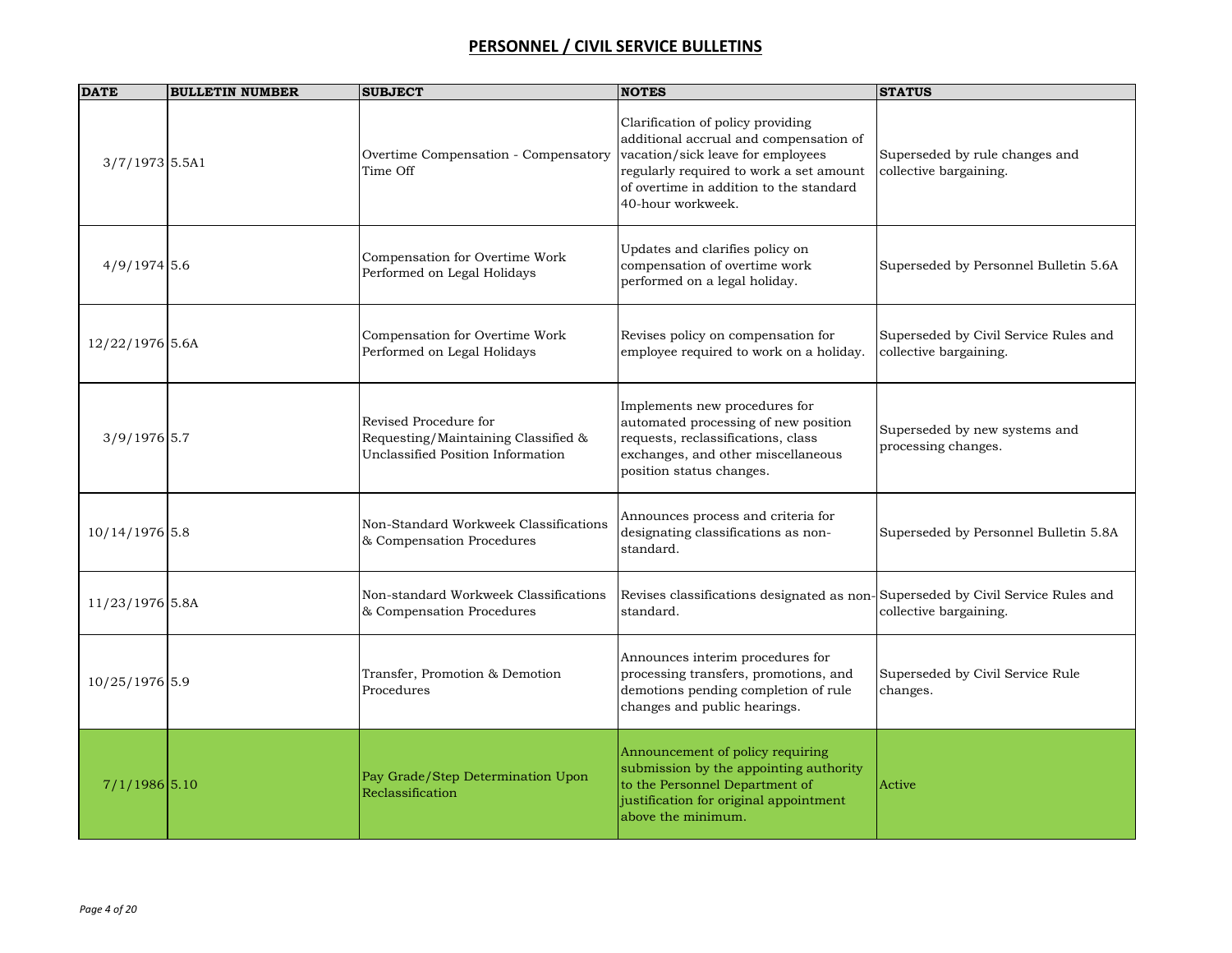## PERSONNEL / CIVIL SERVICE BULLETINS

| DATE | BULLETIN NUMBER | SUBJECT | NOTES | STATUS |
|---|---|---|---|---|
| 3/7/1973 | 5.5A1 | Overtime Compensation - Compensatory Time Off | Clarification of policy providing additional accrual and compensation of vacation/sick leave for employees regularly required to work a set amount of overtime in addition to the standard 40-hour workweek. | Superseded by rule changes and collective bargaining. |
| 4/9/1974 | 5.6 | Compensation for Overtime Work Performed on Legal Holidays | Updates and clarifies policy on compensation of overtime work performed on a legal holiday. | Superseded by Personnel Bulletin 5.6A |
| 12/22/1976 | 5.6A | Compensation for Overtime Work Performed on Legal Holidays | Revises policy on compensation for employee required to work on a holiday. | Superseded by Civil Service Rules and collective bargaining. |
| 3/9/1976 | 5.7 | Revised Procedure for Requesting/Maintaining Classified & Unclassified Position Information | Implements new procedures for automated processing of new position requests, reclassifications, class exchanges, and other miscellaneous position status changes. | Superseded by new systems and processing changes. |
| 10/14/1976 | 5.8 | Non-Standard Workweek Classifications & Compensation Procedures | Announces process and criteria for designating classifications as non-standard. | Superseded by Personnel Bulletin 5.8A |
| 11/23/1976 | 5.8A | Non-standard Workweek Classifications & Compensation Procedures | Revises classifications designated as non-standard. | Superseded by Civil Service Rules and collective bargaining. |
| 10/25/1976 | 5.9 | Transfer, Promotion & Demotion Procedures | Announces interim procedures for processing transfers, promotions, and demotions pending completion of rule changes and public hearings. | Superseded by Civil Service Rule changes. |
| 7/1/1986 | 5.10 | Pay Grade/Step Determination Upon Reclassification | Announcement of policy requiring submission by the appointing authority to the Personnel Department of justification for original appointment above the minimum. | Active |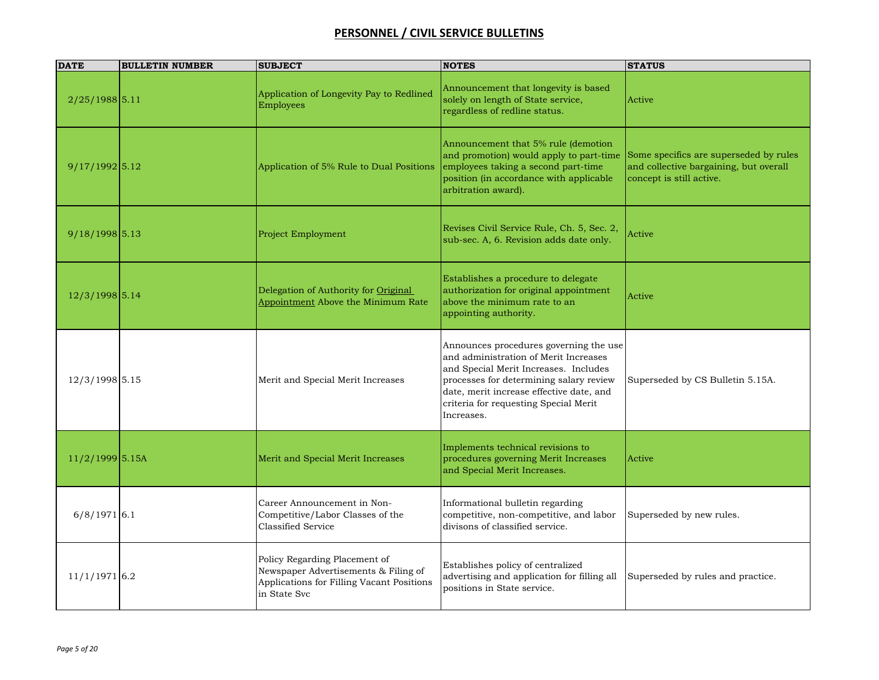## PERSONNEL / CIVIL SERVICE BULLETINS

| DATE | BULLETIN NUMBER | SUBJECT | NOTES | STATUS |
|---|---|---|---|---|
| 2/25/1988 | 5.11 | Application of Longevity Pay to Redlined Employees | Announcement that longevity is based solely on length of State service, regardless of redline status. | Active |
| 9/17/1992 | 5.12 | Application of 5% Rule to Dual Positions | Announcement that 5% rule (demotion and promotion) would apply to part-time employees taking a second part-time position (in accordance with applicable arbitration award). | Some specifics are superseded by rules and collective bargaining, but overall concept is still active. |
| 9/18/1998 | 5.13 | Project Employment | Revises Civil Service Rule, Ch. 5, Sec. 2, sub-sec. A, 6. Revision adds date only. | Active |
| 12/3/1998 | 5.14 | Delegation of Authority for Original Appointment Above the Minimum Rate | Establishes a procedure to delegate authorization for original appointment above the minimum rate to an appointing authority. | Active |
| 12/3/1998 | 5.15 | Merit and Special Merit Increases | Announces procedures governing the use and administration of Merit Increases and Special Merit Increases. Includes processes for determining salary review date, merit increase effective date, and criteria for requesting Special Merit Increases. | Superseded by CS Bulletin 5.15A. |
| 11/2/1999 | 5.15A | Merit and Special Merit Increases | Implements technical revisions to procedures governing Merit Increases and Special Merit Increases. | Active |
| 6/8/1971 | 6.1 | Career Announcement in Non-Competitive/Labor Classes of the Classified Service | Informational bulletin regarding competitive, non-competitive, and labor divisons of classified service. | Superseded by new rules. |
| 11/1/1971 | 6.2 | Policy Regarding Placement of Newspaper Advertisements & Filing of Applications for Filling Vacant Positions in State Svc | Establishes policy of centralized advertising and application for filling all positions in State service. | Superseded by rules and practice. |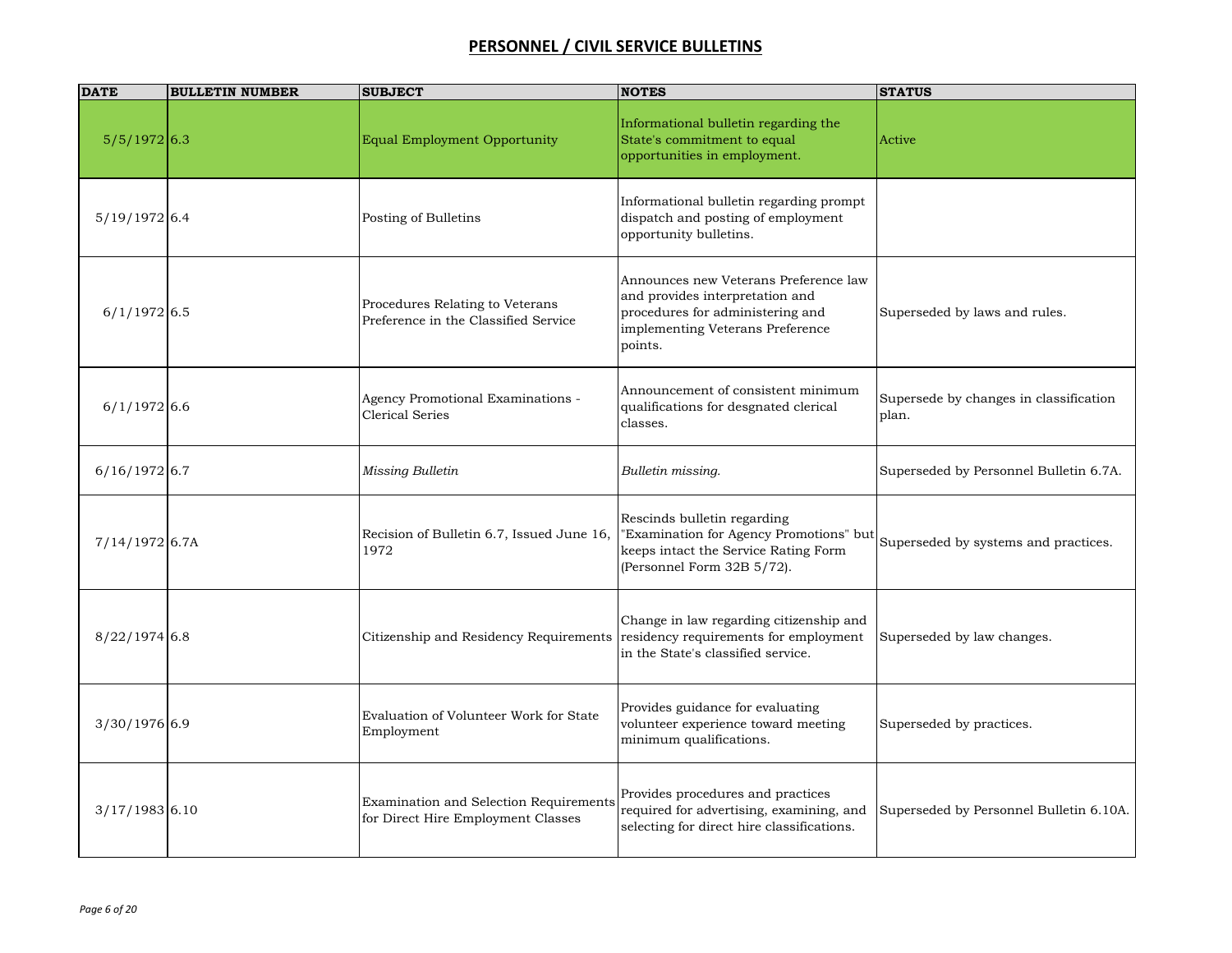## PERSONNEL / CIVIL SERVICE BULLETINS

| DATE | BULLETIN NUMBER | SUBJECT | NOTES | STATUS |
|---|---|---|---|---|
| 5/5/1972 | 6.3 | Equal Employment Opportunity | Informational bulletin regarding the State's commitment to equal opportunities in employment. | Active |
| 5/19/1972 | 6.4 | Posting of Bulletins | Informational bulletin regarding prompt dispatch and posting of employment opportunity bulletins. | |
| 6/1/1972 | 6.5 | Procedures Relating to Veterans Preference in the Classified Service | Announces new Veterans Preference law and provides interpretation and procedures for administering and implementing Veterans Preference points. | Superseded by laws and rules. |
| 6/1/1972 | 6.6 | Agency Promotional Examinations - Clerical Series | Announcement of consistent minimum qualifications for desgnated clerical classes. | Supersede by changes in classification plan. |
| 6/16/1972 | 6.7 | *Missing Bulletin* | *Bulletin missing.* | Superseded by Personnel Bulletin 6.7A. |
| 7/14/1972 | 6.7A | Recision of Bulletin 6.7, Issued June 16, 1972 | Rescinds bulletin regarding "Examination for Agency Promotions" but keeps intact the Service Rating Form (Personnel Form 32B 5/72). | Superseded by systems and practices. |
| 8/22/1974 | 6.8 | Citizenship and Residency Requirements | Change in law regarding citizenship and residency requirements for employment in the State's classified service. | Superseded by law changes. |
| 3/30/1976 | 6.9 | Evaluation of Volunteer Work for State Employment | Provides guidance for evaluating volunteer experience toward meeting minimum qualifications. | Superseded by practices. |
| 3/17/1983 | 6.10 | Examination and Selection Requirements for Direct Hire Employment Classes | Provides procedures and practices required for advertising, examining, and selecting for direct hire classifications. | Superseded by Personnel Bulletin 6.10A. |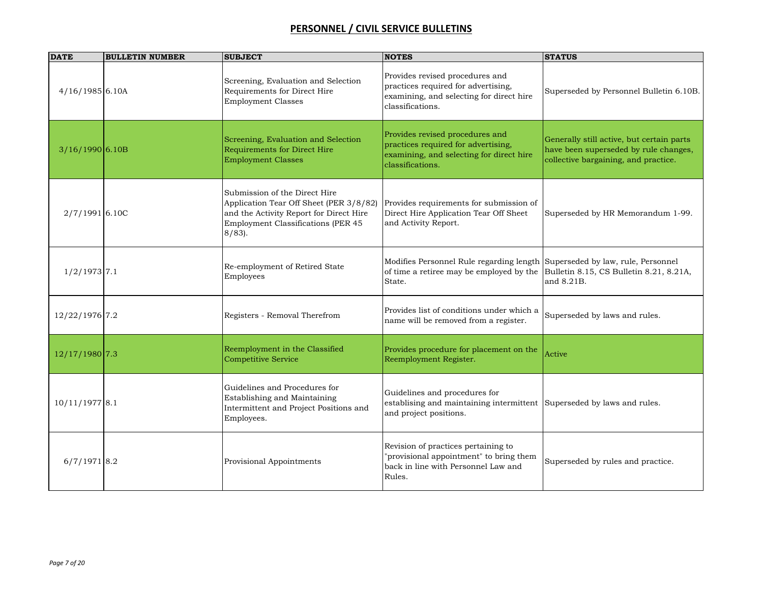## PERSONNEL / CIVIL SERVICE BULLETINS

| DATE | BULLETIN NUMBER | SUBJECT | NOTES | STATUS |
|---|---|---|---|---|
| 4/16/1985 | 6.10A | Screening, Evaluation and Selection Requirements for Direct Hire Employment Classes | Provides revised procedures and practices required for advertising, examining, and selecting for direct hire classifications. | Superseded by Personnel Bulletin 6.10B. |
| 3/16/1990 | 6.10B | Screening, Evaluation and Selection Requirements for Direct Hire Employment Classes | Provides revised procedures and practices required for advertising, examining, and selecting for direct hire classifications. | Generally still active, but certain parts have been superseded by rule changes, collective bargaining, and practice. |
| 2/7/1991 | 6.10C | Submission of the Direct Hire Application Tear Off Sheet (PER 3/8/82) and the Activity Report for Direct Hire Employment Classifications (PER 45 8/83). | Provides requirements for submission of Direct Hire Application Tear Off Sheet and Activity Report. | Superseded by HR Memorandum 1-99. |
| 1/2/1973 | 7.1 | Re-employment of Retired State Employees | Modifies Personnel Rule regarding length of time a retiree may be employed by the State. | Superseded by law, rule, Personnel Bulletin 8.15, CS Bulletin 8.21, 8.21A, and 8.21B. |
| 12/22/1976 | 7.2 | Registers - Removal Therefrom | Provides list of conditions under which a name will be removed from a register. | Superseded by laws and rules. |
| 12/17/1980 | 7.3 | Reemployment in the Classified Competitive Service | Provides procedure for placement on the Reemployment Register. | Active |
| 10/11/1977 | 8.1 | Guidelines and Procedures for Establishing and Maintaining Intermittent and Project Positions and Employees. | Guidelines and procedures for establising and maintaining intermittent and project positions. | Superseded by laws and rules. |
| 6/7/1971 | 8.2 | Provisional Appointments | Revision of practices pertaining to "provisional appointment" to bring them back in line with Personnel Law and Rules. | Superseded by rules and practice. |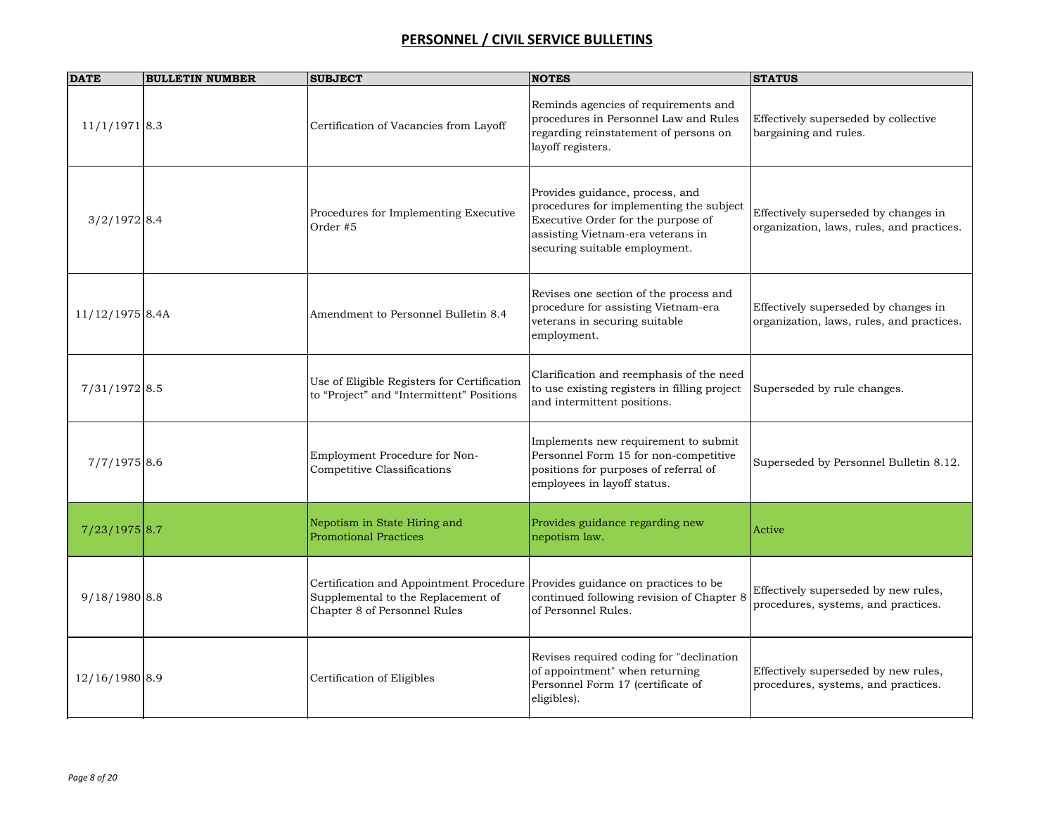# PERSONNEL / CIVIL SERVICE BULLETINS

| DATE | BULLETIN NUMBER | SUBJECT | NOTES | STATUS |
|---|---|---|---|---|
| 11/1/1971 | 8.3 | Certification of Vacancies from Layoff | Reminds agencies of requirements and procedures in Personnel Law and Rules regarding reinstatement of persons on layoff registers. | Effectively superseded by collective bargaining and rules. |
| 3/2/1972 | 8.4 | Procedures for Implementing Executive Order #5 | Provides guidance, process, and procedures for implementing the subject Executive Order for the purpose of assisting Vietnam-era veterans in securing suitable employment. | Effectively superseded by changes in organization, laws, rules, and practices. |
| 11/12/1975 | 8.4A | Amendment to Personnel Bulletin 8.4 | Revises one section of the process and procedure for assisting Vietnam-era veterans in securing suitable employment. | Effectively superseded by changes in organization, laws, rules, and practices. |
| 7/31/1972 | 8.5 | Use of Eligible Registers for Certification to "Project" and "Intermittent" Positions | Clarification and reemphasis of the need to use existing registers in filling project and intermittent positions. | Superseded by rule changes. |
| 7/7/1975 | 8.6 | Employment Procedure for Non-Competitive Classifications | Implements new requirement to submit Personnel Form 15 for non-competitive positions for purposes of referral of employees in layoff status. | Superseded by Personnel Bulletin 8.12. |
| 7/23/1975 | 8.7 | Nepotism in State Hiring and Promotional Practices | Provides guidance regarding new nepotism law. | Active |
| 9/18/1980 | 8.8 | Certification and Appointment Procedure Supplemental to the Replacement of Chapter 8 of Personnel Rules | Provides guidance on practices to be continued following revision of Chapter 8 of Personnel Rules. | Effectively superseded by new rules, procedures, systems, and practices. |
| 12/16/1980 | 8.9 | Certification of Eligibles | Revises required coding for "declination of appointment" when returning Personnel Form 17 (certificate of eligibles). | Effectively superseded by new rules, procedures, systems, and practices. |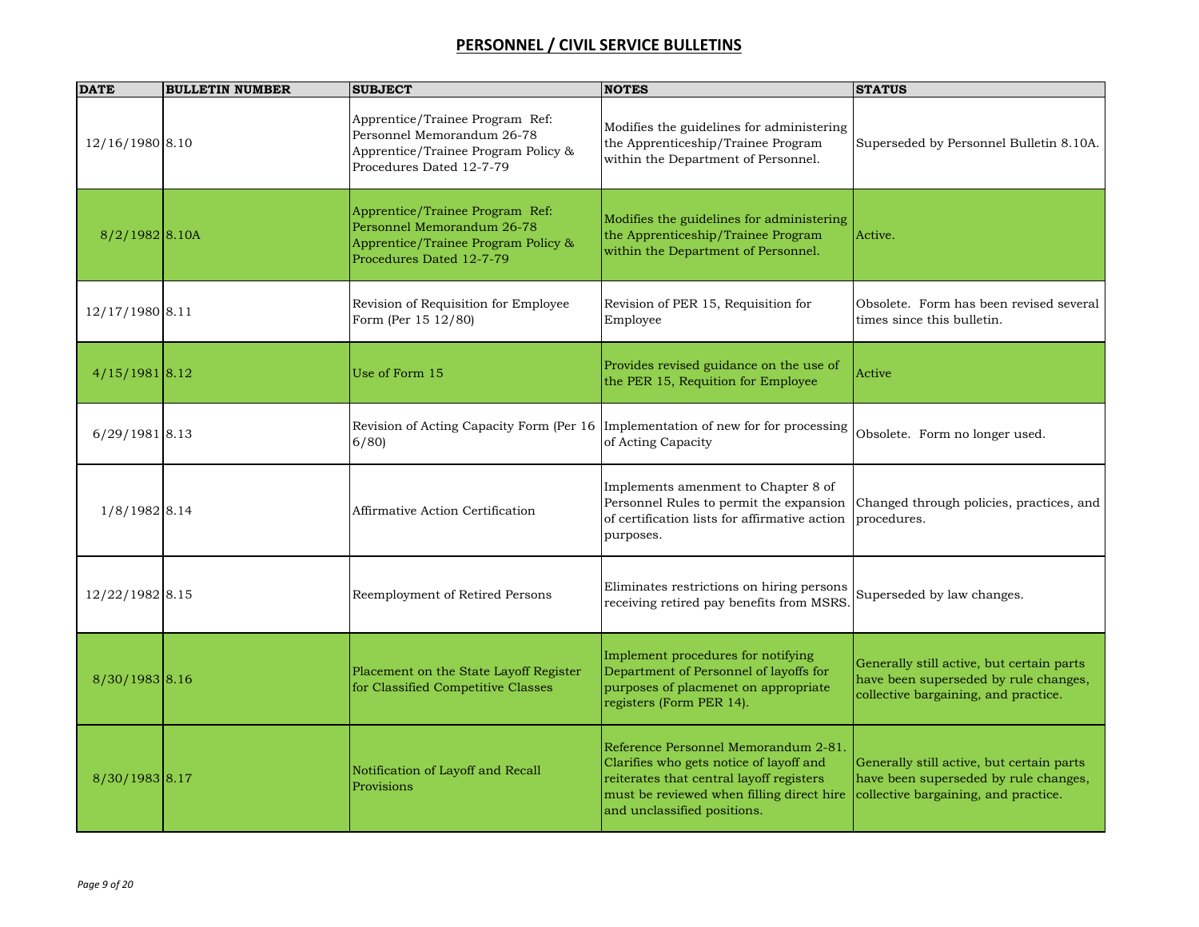# PERSONNEL / CIVIL SERVICE BULLETINS

| DATE | BULLETIN NUMBER | SUBJECT | NOTES | STATUS |
|---|---|---|---|---|
| 12/16/1980 | 8.10 | Apprentice/Trainee Program Ref: Personnel Memorandum 26-78 Apprentice/Trainee Program Policy & Procedures Dated 12-7-79 | Modifies the guidelines for administering the Apprenticeship/Trainee Program within the Department of Personnel. | Superseded by Personnel Bulletin 8.10A. |
| 8/2/1982 | 8.10A | Apprentice/Trainee Program Ref: Personnel Memorandum 26-78 Apprentice/Trainee Program Policy & Procedures Dated 12-7-79 | Modifies the guidelines for administering the Apprenticeship/Trainee Program within the Department of Personnel. | Active. |
| 12/17/1980 | 8.11 | Revision of Requisition for Employee Form (Per 15 12/80) | Revision of PER 15, Requisition for Employee | Obsolete. Form has been revised several times since this bulletin. |
| 4/15/1981 | 8.12 | Use of Form 15 | Provides revised guidance on the use of the PER 15, Requition for Employee | Active |
| 6/29/1981 | 8.13 | Revision of Acting Capacity Form (Per 16 6/80) | Implementation of new for for processing of Acting Capacity | Obsolete. Form no longer used. |
| 1/8/1982 | 8.14 | Affirmative Action Certification | Implements amenment to Chapter 8 of Personnel Rules to permit the expansion of certification lists for affirmative action purposes. | Changed through policies, practices, and procedures. |
| 12/22/1982 | 8.15 | Reemployment of Retired Persons | Eliminates restrictions on hiring persons receiving retired pay benefits from MSRS. | Superseded by law changes. |
| 8/30/1983 | 8.16 | Placement on the State Layoff Register for Classified Competitive Classes | Implement procedures for notifying Department of Personnel of layoffs for purposes of placmenet on appropriate registers (Form PER 14). | Generally still active, but certain parts have been superseded by rule changes, collective bargaining, and practice. |
| 8/30/1983 | 8.17 | Notification of Layoff and Recall Provisions | Reference Personnel Memorandum 2-81. Clarifies who gets notice of layoff and reiterates that central layoff registers must be reviewed when filling direct hire and unclassified positions. | Generally still active, but certain parts have been superseded by rule changes, collective bargaining, and practice. |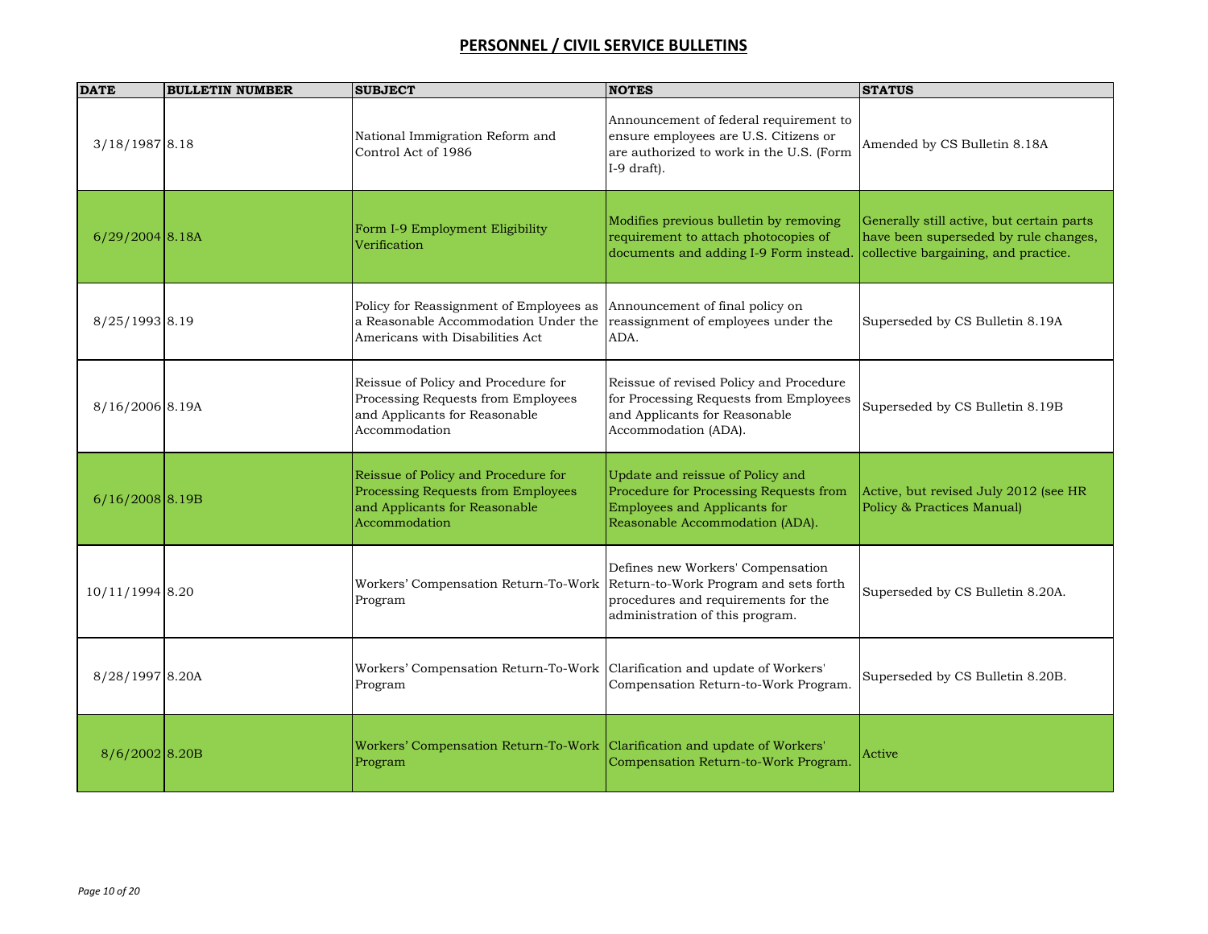## PERSONNEL / CIVIL SERVICE BULLETINS

| DATE | BULLETIN NUMBER | SUBJECT | NOTES | STATUS |
| --- | --- | --- | --- | --- |
| 3/18/1987 | 8.18 | National Immigration Reform and Control Act of 1986 | Announcement of federal requirement to ensure employees are U.S. Citizens or are authorized to work in the U.S. (Form I-9 draft). | Amended by CS Bulletin 8.18A |
| 6/29/2004 | 8.18A | Form I-9 Employment Eligibility Verification | Modifies previous bulletin by removing requirement to attach photocopies of documents and adding I-9 Form instead. | Generally still active, but certain parts have been superseded by rule changes, collective bargaining, and practice. |
| 8/25/1993 | 8.19 | Policy for Reassignment of Employees as a Reasonable Accommodation Under the Americans with Disabilities Act | Announcement of final policy on reassignment of employees under the ADA. | Superseded by CS Bulletin 8.19A |
| 8/16/2006 | 8.19A | Reissue of Policy and Procedure for Processing Requests from Employees and Applicants for Reasonable Accommodation | Reissue of revised Policy and Procedure for Processing Requests from Employees and Applicants for Reasonable Accommodation (ADA). | Superseded by CS Bulletin 8.19B |
| 6/16/2008 | 8.19B | Reissue of Policy and Procedure for Processing Requests from Employees and Applicants for Reasonable Accommodation | Update and reissue of Policy and Procedure for Processing Requests from Employees and Applicants for Reasonable Accommodation (ADA). | Active, but revised July 2012 (see HR Policy & Practices Manual) |
| 10/11/1994 | 8.20 | Workers' Compensation Return-To-Work Program | Defines new Workers' Compensation Return-to-Work Program and sets forth procedures and requirements for the administration of this program. | Superseded by CS Bulletin 8.20A. |
| 8/28/1997 | 8.20A | Workers' Compensation Return-To-Work Program | Clarification and update of Workers' Compensation Return-to-Work Program. | Superseded by CS Bulletin 8.20B. |
| 8/6/2002 | 8.20B | Workers' Compensation Return-To-Work Program | Clarification and update of Workers' Compensation Return-to-Work Program. | Active |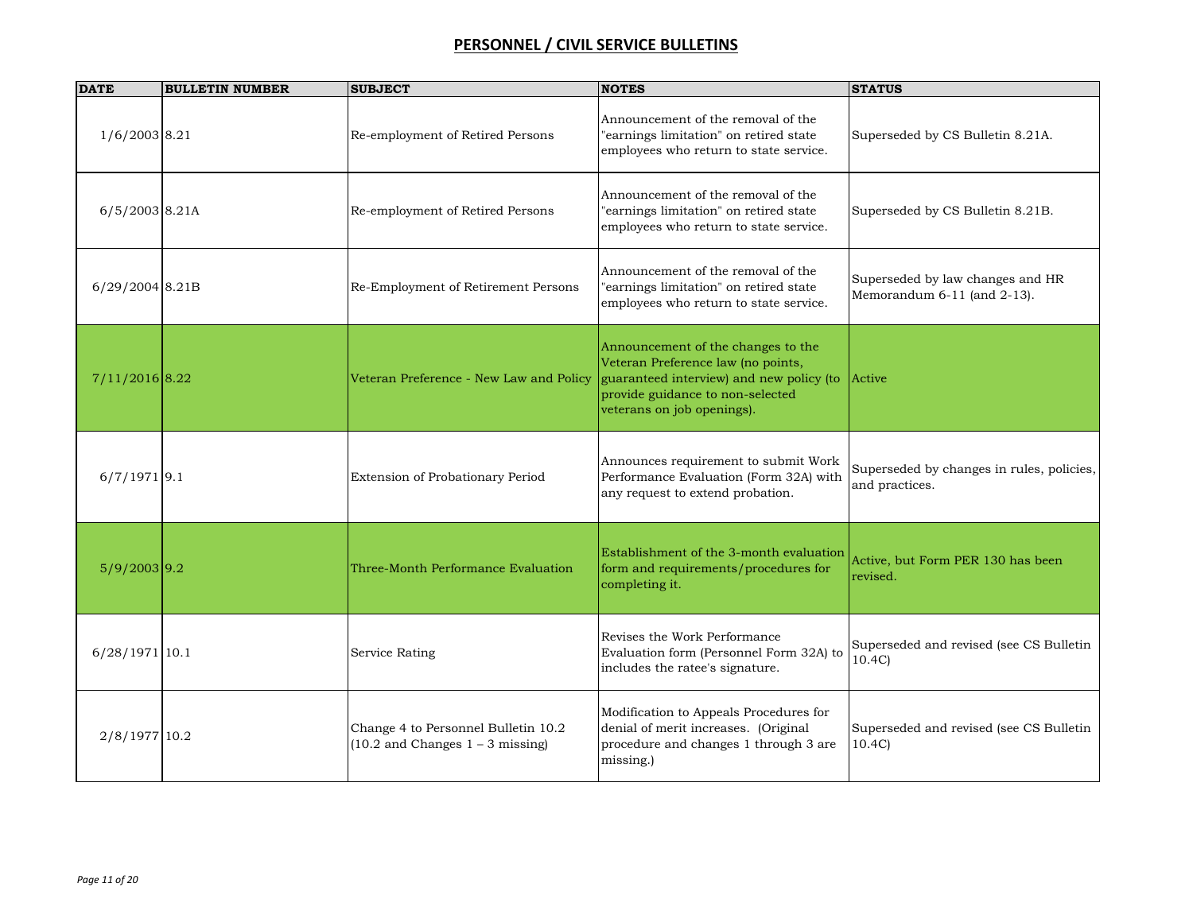## PERSONNEL / CIVIL SERVICE BULLETINS

| DATE | BULLETIN NUMBER | SUBJECT | NOTES | STATUS |
|---|---|---|---|---|
| 1/6/2003 | 8.21 | Re-employment of Retired Persons | Announcement of the removal of the "earnings limitation" on retired state employees who return to state service. | Superseded by CS Bulletin 8.21A. |
| 6/5/2003 | 8.21A | Re-employment of Retired Persons | Announcement of the removal of the "earnings limitation" on retired state employees who return to state service. | Superseded by CS Bulletin 8.21B. |
| 6/29/2004 | 8.21B | Re-Employment of Retirement Persons | Announcement of the removal of the "earnings limitation" on retired state employees who return to state service. | Superseded by law changes and HR Memorandum 6-11 (and 2-13). |
| 7/11/2016 | 8.22 | Veteran Preference - New Law and Policy | Announcement of the changes to the Veteran Preference law (no points, guaranteed interview) and new policy (to provide guidance to non-selected veterans on job openings). | Active |
| 6/7/1971 | 9.1 | Extension of Probationary Period | Announces requirement to submit Work Performance Evaluation (Form 32A) with any request to extend probation. | Superseded by changes in rules, policies, and practices. |
| 5/9/2003 | 9.2 | Three-Month Performance Evaluation | Establishment of the 3-month evaluation form and requirements/procedures for completing it. | Active, but Form PER 130 has been revised. |
| 6/28/1971 | 10.1 | Service Rating | Revises the Work Performance Evaluation form (Personnel Form 32A) to includes the ratee's signature. | Superseded and revised (see CS Bulletin 10.4C) |
| 2/8/1977 | 10.2 | Change 4 to Personnel Bulletin 10.2 (10.2 and Changes 1 – 3 missing) | Modification to Appeals Procedures for denial of merit increases. (Original procedure and changes 1 through 3 are missing.) | Superseded and revised (see CS Bulletin 10.4C) |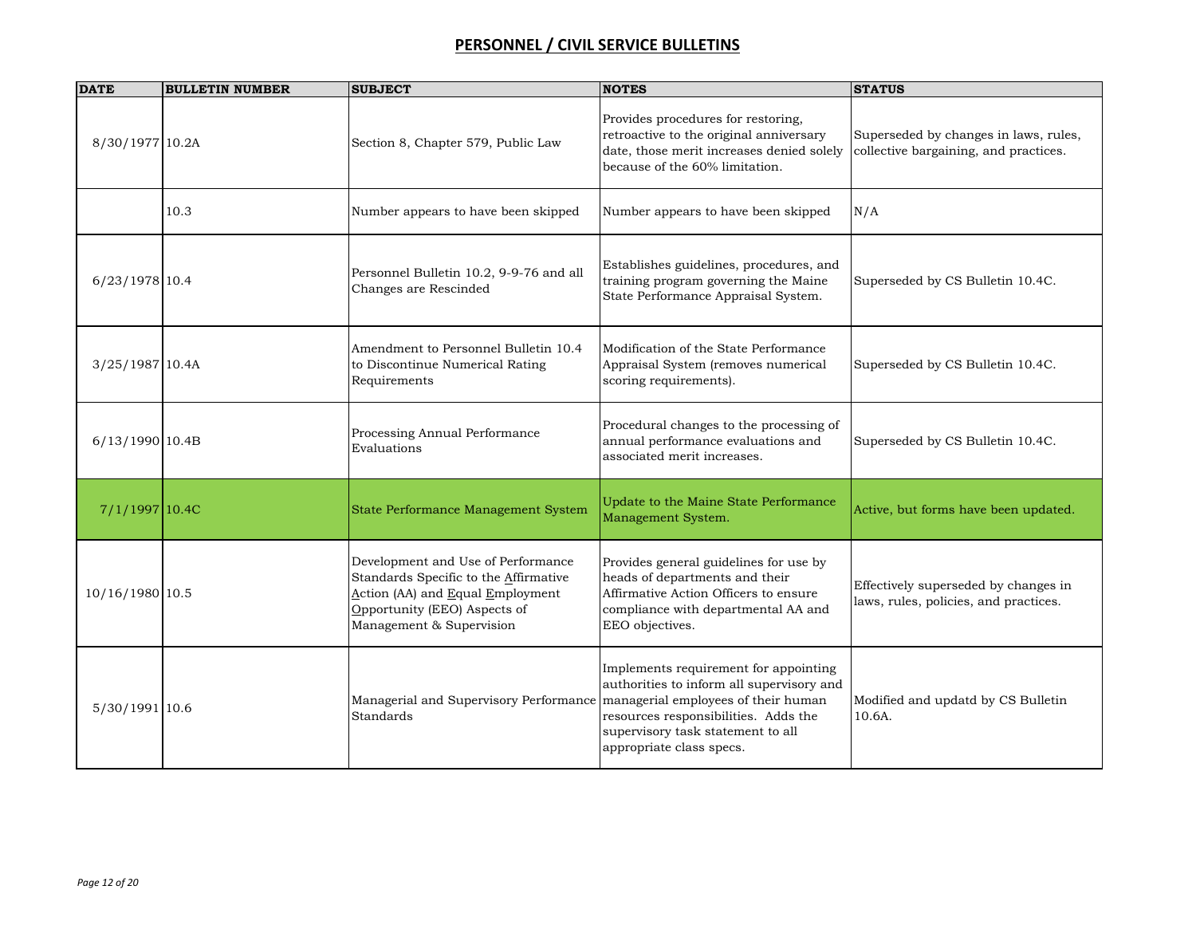# PERSONNEL / CIVIL SERVICE BULLETINS

| DATE | BULLETIN NUMBER | SUBJECT | NOTES | STATUS |
|---|---|---|---|---|
| 8/30/1977 | 10.2A | Section 8, Chapter 579, Public Law | Provides procedures for restoring, retroactive to the original anniversary date, those merit increases denied solely because of the 60% limitation. | Superseded by changes in laws, rules, collective bargaining, and practices. |
| | 10.3 | Number appears to have been skipped | Number appears to have been skipped | N/A |
| 6/23/1978 | 10.4 | Personnel Bulletin 10.2, 9-9-76 and all Changes are Rescinded | Establishes guidelines, procedures, and training program governing the Maine State Performance Appraisal System. | Superseded by CS Bulletin 10.4C. |
| 3/25/1987 | 10.4A | Amendment to Personnel Bulletin 10.4 to Discontinue Numerical Rating Requirements | Modification of the State Performance Appraisal System (removes numerical scoring requirements). | Superseded by CS Bulletin 10.4C. |
| 6/13/1990 | 10.4B | Processing Annual Performance Evaluations | Procedural changes to the processing of annual performance evaluations and associated merit increases. | Superseded by CS Bulletin 10.4C. |
| 7/1/1997 | 10.4C | State Performance Management System | Update to the Maine State Performance Management System. | Active, but forms have been updated. |
| 10/16/1980 | 10.5 | Development and Use of Performance Standards Specific to the Affirmative Action (AA) and Equal Employment Opportunity (EEO) Aspects of Management & Supervision | Provides general guidelines for use by heads of departments and their Affirmative Action Officers to ensure compliance with departmental AA and EEO objectives. | Effectively superseded by changes in laws, rules, policies, and practices. |
| 5/30/1991 | 10.6 | Managerial and Supervisory Performance Standards | Implements requirement for appointing authorities to inform all supervisory and managerial employees of their human resources responsibilities. Adds the supervisory task statement to all appropriate class specs. | Modified and updatd by CS Bulletin 10.6A. |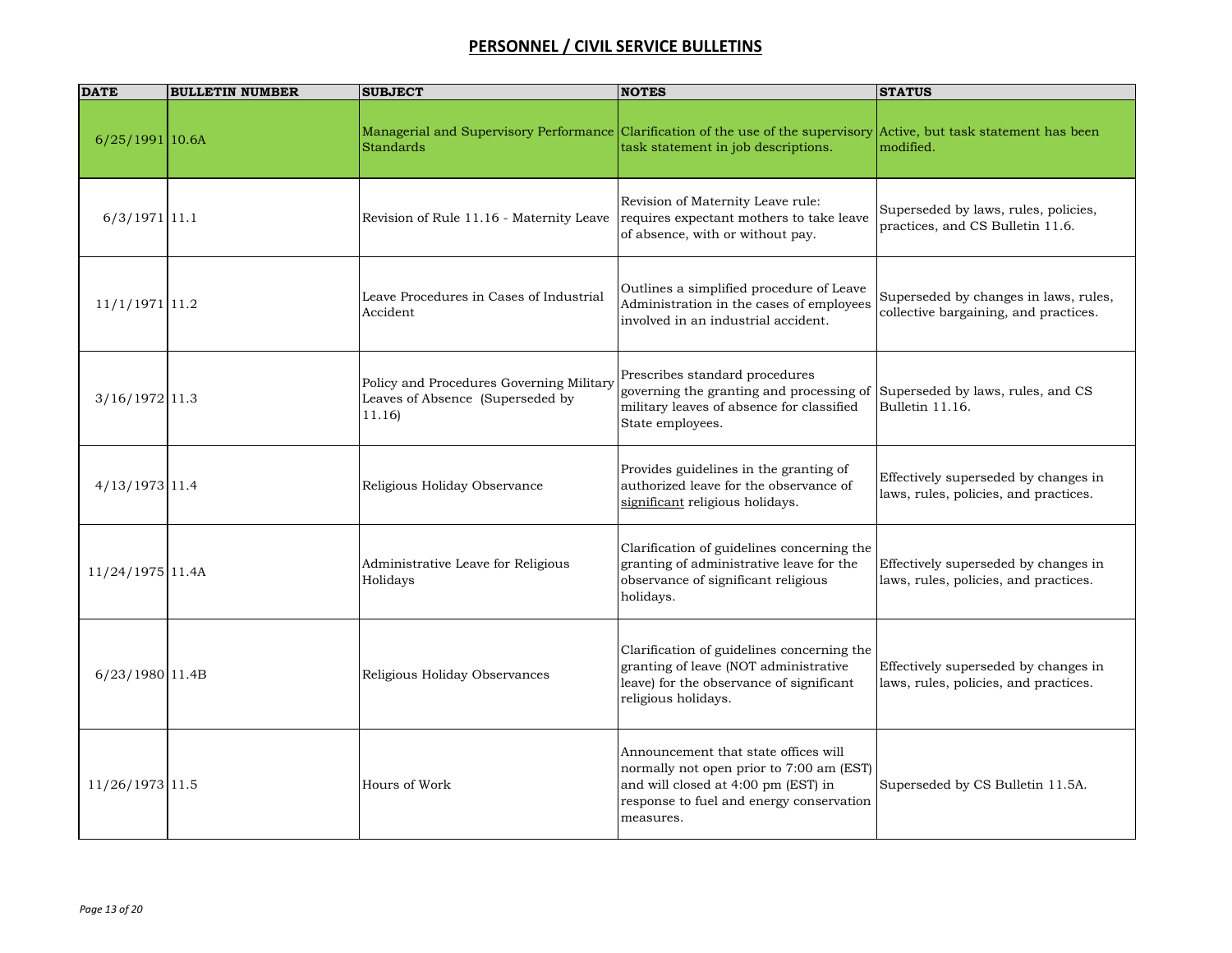# PERSONNEL / CIVIL SERVICE BULLETINS

| DATE | BULLETIN NUMBER | SUBJECT | NOTES | STATUS |
|---|---|---|---|---|
| 6/25/1991 | 10.6A | Managerial and Supervisory Performance Standards | Clarification of the use of the supervisory task statement in job descriptions. | Active, but task statement has been modified. |
| 6/3/1971 | 11.1 | Revision of Rule 11.16 - Maternity Leave | Revision of Maternity Leave rule: requires expectant mothers to take leave of absence, with or without pay. | Superseded by laws, rules, policies, practices, and CS Bulletin 11.6. |
| 11/1/1971 | 11.2 | Leave Procedures in Cases of Industrial Accident | Outlines a simplified procedure of Leave Administration in the cases of employees involved in an industrial accident. | Superseded by changes in laws, rules, collective bargaining, and practices. |
| 3/16/1972 | 11.3 | Policy and Procedures Governing Military Leaves of Absence (Superseded by 11.16) | Prescribes standard procedures governing the granting and processing of military leaves of absence for classified State employees. | Superseded by laws, rules, and CS Bulletin 11.16. |
| 4/13/1973 | 11.4 | Religious Holiday Observance | Provides guidelines in the granting of authorized leave for the observance of <u>significant</u> religious holidays. | Effectively superseded by changes in laws, rules, policies, and practices. |
| 11/24/1975 | 11.4A | Administrative Leave for Religious Holidays | Clarification of guidelines concerning the granting of administrative leave for the observance of significant religious holidays. | Effectively superseded by changes in laws, rules, policies, and practices. |
| 6/23/1980 | 11.4B | Religious Holiday Observances | Clarification of guidelines concerning the granting of leave (NOT administrative leave) for the observance of significant religious holidays. | Effectively superseded by changes in laws, rules, policies, and practices. |
| 11/26/1973 | 11.5 | Hours of Work | Announcement that state offices will normally not open prior to 7:00 am (EST) and will closed at 4:00 pm (EST) in response to fuel and energy conservation measures. | Superseded by CS Bulletin 11.5A. |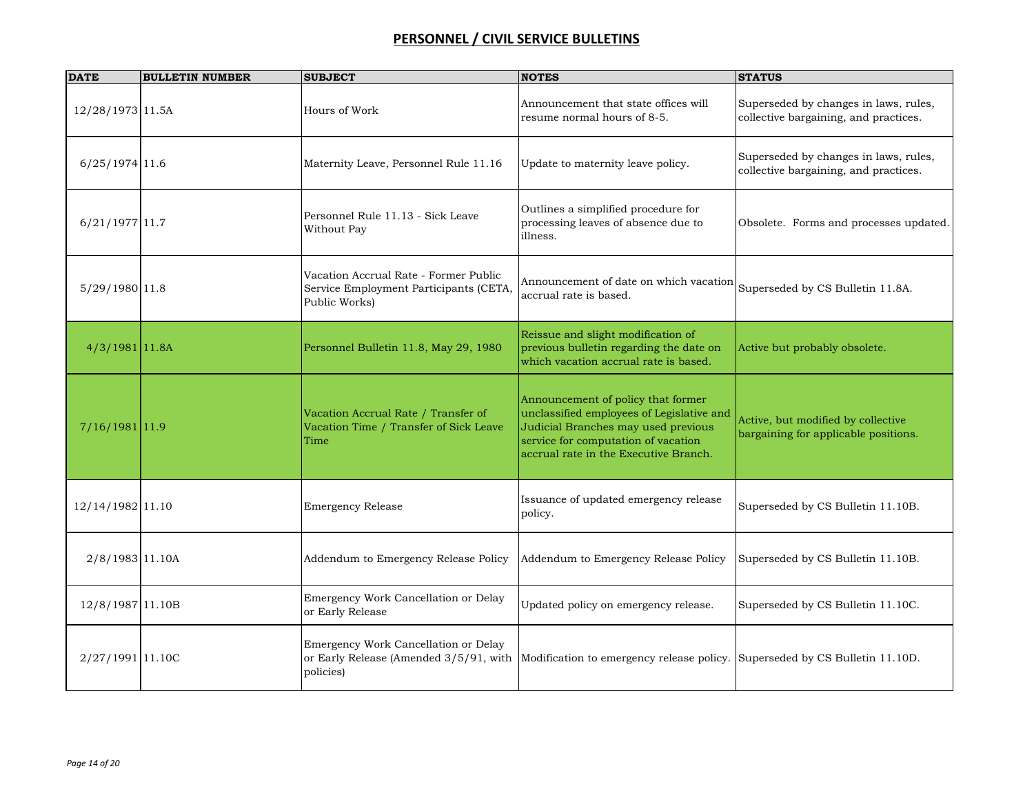## PERSONNEL / CIVIL SERVICE BULLETINS

| DATE | BULLETIN NUMBER | SUBJECT | NOTES | STATUS |
|---|---|---|---|---|
| 12/28/1973 | 11.5A | Hours of Work | Announcement that state offices will resume normal hours of 8-5. | Superseded by changes in laws, rules, collective bargaining, and practices. |
| 6/25/1974 | 11.6 | Maternity Leave, Personnel Rule 11.16 | Update to maternity leave policy. | Superseded by changes in laws, rules, collective bargaining, and practices. |
| 6/21/1977 | 11.7 | Personnel Rule 11.13 - Sick Leave Without Pay | Outlines a simplified procedure for processing leaves of absence due to illness. | Obsolete. Forms and processes updated. |
| 5/29/1980 | 11.8 | Vacation Accrual Rate - Former Public Service Employment Participants (CETA, Public Works) | Announcement of date on which vacation accrual rate is based. | Superseded by CS Bulletin 11.8A. |
| 4/3/1981 | 11.8A | Personnel Bulletin 11.8, May 29, 1980 | Reissue and slight modification of previous bulletin regarding the date on which vacation accrual rate is based. | Active but probably obsolete. |
| 7/16/1981 | 11.9 | Vacation Accrual Rate / Transfer of Vacation Time / Transfer of Sick Leave Time | Announcement of policy that former unclassified employees of Legislative and Judicial Branches may used previous service for computation of vacation accrual rate in the Executive Branch. | Active, but modified by collective bargaining for applicable positions. |
| 12/14/1982 | 11.10 | Emergency Release | Issuance of updated emergency release policy. | Superseded by CS Bulletin 11.10B. |
| 2/8/1983 | 11.10A | Addendum to Emergency Release Policy | Addendum to Emergency Release Policy | Superseded by CS Bulletin 11.10B. |
| 12/8/1987 | 11.10B | Emergency Work Cancellation or Delay or Early Release | Updated policy on emergency release. | Superseded by CS Bulletin 11.10C. |
| 2/27/1991 | 11.10C | Emergency Work Cancellation or Delay or Early Release (Amended 3/5/91, with policies) | Modification to emergency release policy. | Superseded by CS Bulletin 11.10D. |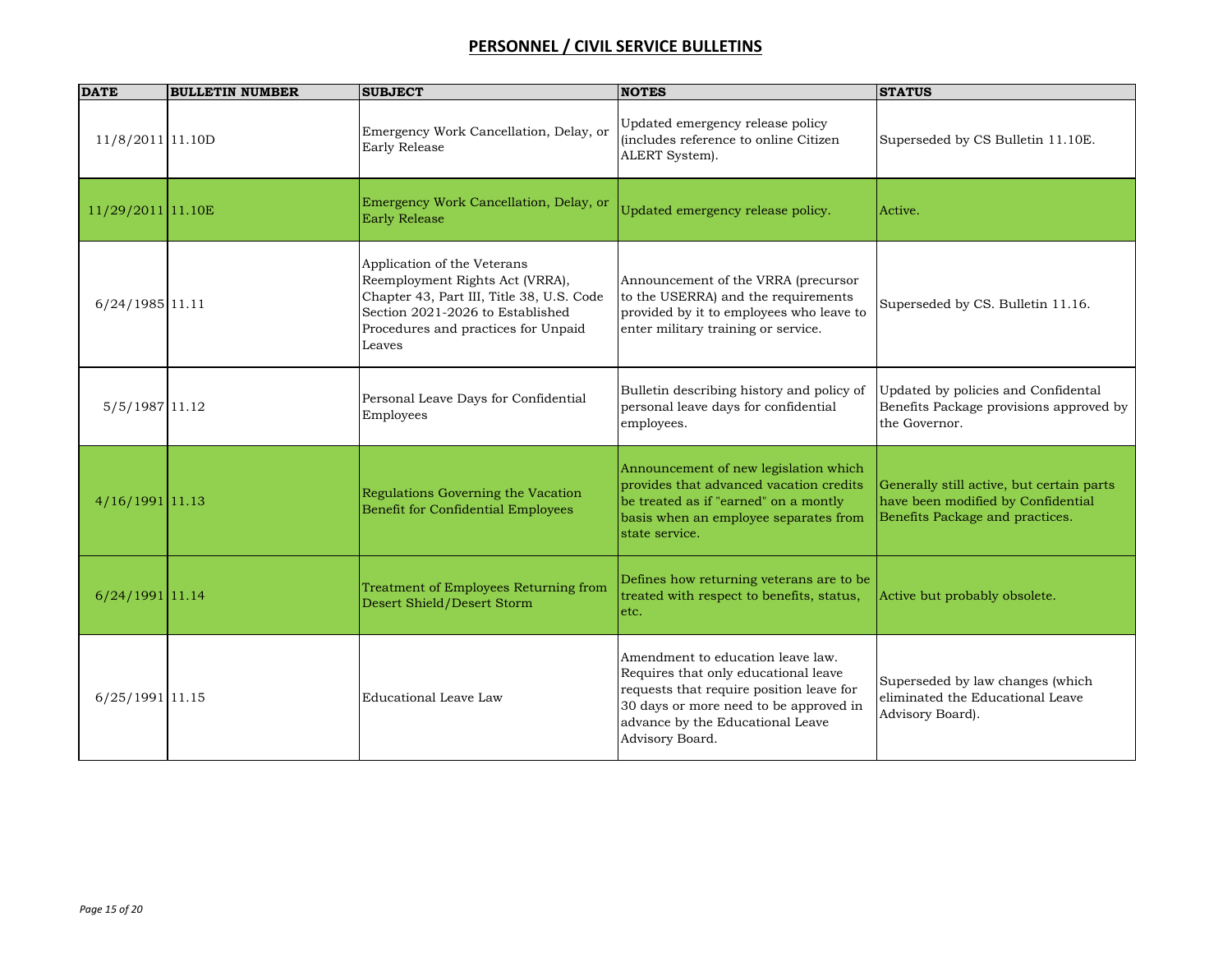## PERSONNEL / CIVIL SERVICE BULLETINS

| DATE | BULLETIN NUMBER | SUBJECT | NOTES | STATUS |
|---|---|---|---|---|
| 11/8/2011 | 11.10D | Emergency Work Cancellation, Delay, or Early Release | Updated emergency release policy (includes reference to online Citizen ALERT System). | Superseded by CS Bulletin 11.10E. |
| 11/29/2011 | 11.10E | Emergency Work Cancellation, Delay, or Early Release | Updated emergency release policy. | Active. |
| 6/24/1985 | 11.11 | Application of the Veterans Reemployment Rights Act (VRRA), Chapter 43, Part III, Title 38, U.S. Code Section 2021-2026 to Established Procedures and practices for Unpaid Leaves | Announcement of the VRRA (precursor to the USERRA) and the requirements provided by it to employees who leave to enter military training or service. | Superseded by CS. Bulletin 11.16. |
| 5/5/1987 | 11.12 | Personal Leave Days for Confidential Employees | Bulletin describing history and policy of personal leave days for confidential employees. | Updated by policies and Confidental Benefits Package provisions approved by the Governor. |
| 4/16/1991 | 11.13 | Regulations Governing the Vacation Benefit for Confidential Employees | Announcement of new legislation which provides that advanced vacation credits be treated as if "earned" on a montly basis when an employee separates from state service. | Generally still active, but certain parts have been modified by Confidential Benefits Package and practices. |
| 6/24/1991 | 11.14 | Treatment of Employees Returning from Desert Shield/Desert Storm | Defines how returning veterans are to be treated with respect to benefits, status, etc. | Active but probably obsolete. |
| 6/25/1991 | 11.15 | Educational Leave Law | Amendment to education leave law. Requires that only educational leave requests that require position leave for 30 days or more need to be approved in advance by the Educational Leave Advisory Board. | Superseded by law changes (which eliminated the Educational Leave Advisory Board). |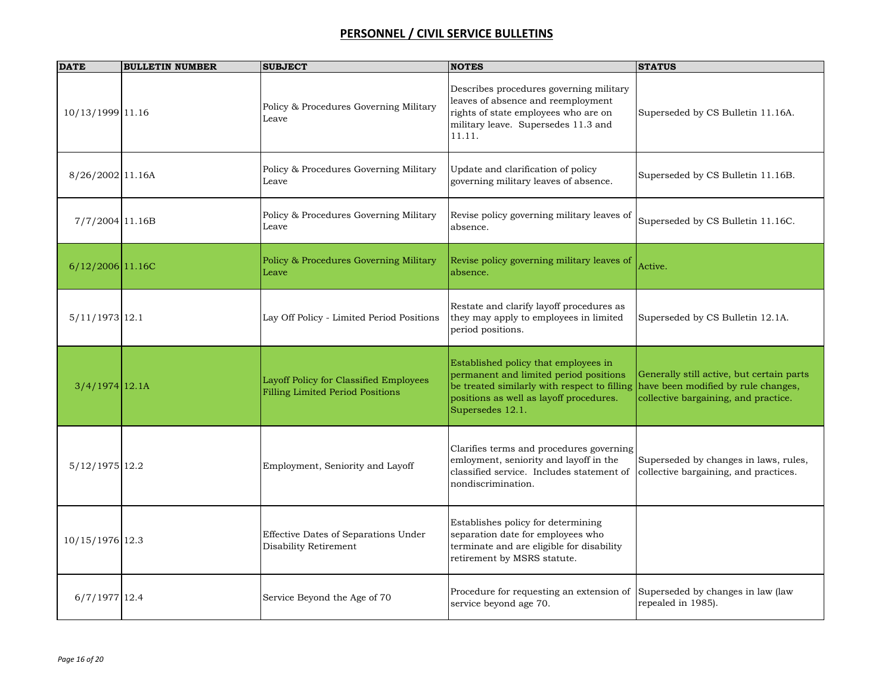# PERSONNEL / CIVIL SERVICE BULLETINS

| DATE | BULLETIN NUMBER | SUBJECT | NOTES | STATUS |
|---|---|---|---|---|
| 10/13/1999 | 11.16 | Policy & Procedures Governing Military Leave | Describes procedures governing military leaves of absence and reemployment rights of state employees who are on military leave. Supersedes 11.3 and 11.11. | Superseded by CS Bulletin 11.16A. |
| 8/26/2002 | 11.16A | Policy & Procedures Governing Military Leave | Update and clarification of policy governing military leaves of absence. | Superseded by CS Bulletin 11.16B. |
| 7/7/2004 | 11.16B | Policy & Procedures Governing Military Leave | Revise policy governing military leaves of absence. | Superseded by CS Bulletin 11.16C. |
| 6/12/2006 | 11.16C | Policy & Procedures Governing Military Leave | Revise policy governing military leaves of absence. | Active. |
| 5/11/1973 | 12.1 | Lay Off Policy - Limited Period Positions | Restate and clarify layoff procedures as they may apply to employees in limited period positions. | Superseded by CS Bulletin 12.1A. |
| 3/4/1974 | 12.1A | Layoff Policy for Classified Employees Filling Limited Period Positions | Established policy that employees in permanent and limited period positions be treated similarly with respect to filling positions as well as layoff procedures. Supersedes 12.1. | Generally still active, but certain parts have been modified by rule changes, collective bargaining, and practice. |
| 5/12/1975 | 12.2 | Employment, Seniority and Layoff | Clarifies terms and procedures governing emloyment, seniority and layoff in the classified service. Includes statement of nondiscrimination. | Superseded by changes in laws, rules, collective bargaining, and practices. |
| 10/15/1976 | 12.3 | Effective Dates of Separations Under Disability Retirement | Establishes policy for determining separation date for employees who terminate and are eligible for disability retirement by MSRS statute. | |
| 6/7/1977 | 12.4 | Service Beyond the Age of 70 | Procedure for requesting an extension of service beyond age 70. | Superseded by changes in law (law repealed in 1985). |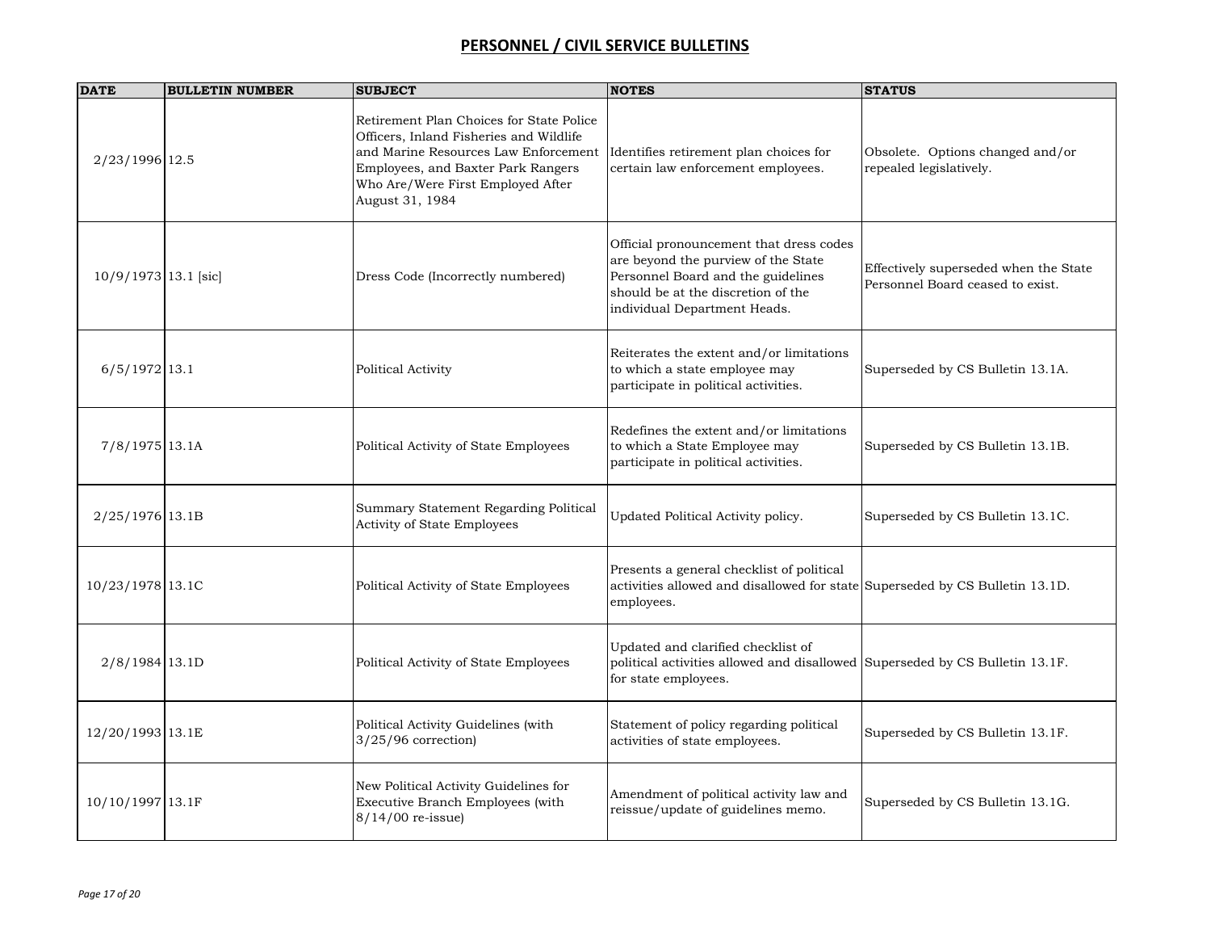# PERSONNEL / CIVIL SERVICE BULLETINS

| DATE | BULLETIN NUMBER | SUBJECT | NOTES | STATUS |
|---|---|---|---|---|
| 2/23/1996 | 12.5 | Retirement Plan Choices for State Police Officers, Inland Fisheries and Wildlife and Marine Resources Law Enforcement Employees, and Baxter Park Rangers Who Are/Were First Employed After August 31, 1984 | Identifies retirement plan choices for certain law enforcement employees. | Obsolete. Options changed and/or repealed legislatively. |
| 10/9/1973 | 13.1 [sic] | Dress Code (Incorrectly numbered) | Official pronouncement that dress codes are beyond the purview of the State Personnel Board and the guidelines should be at the discretion of the individual Department Heads. | Effectively superseded when the State Personnel Board ceased to exist. |
| 6/5/1972 | 13.1 | Political Activity | Reiterates the extent and/or limitations to which a state employee may participate in political activities. | Superseded by CS Bulletin 13.1A. |
| 7/8/1975 | 13.1A | Political Activity of State Employees | Redefines the extent and/or limitations to which a State Employee may participate in political activities. | Superseded by CS Bulletin 13.1B. |
| 2/25/1976 | 13.1B | Summary Statement Regarding Political Activity of State Employees | Updated Political Activity policy. | Superseded by CS Bulletin 13.1C. |
| 10/23/1978 | 13.1C | Political Activity of State Employees | Presents a general checklist of political activities allowed and disallowed for state employees. | Superseded by CS Bulletin 13.1D. |
| 2/8/1984 | 13.1D | Political Activity of State Employees | Updated and clarified checklist of political activities allowed and disallowed for state employees. | Superseded by CS Bulletin 13.1F. |
| 12/20/1993 | 13.1E | Political Activity Guidelines (with 3/25/96 correction) | Statement of policy regarding political activities of state employees. | Superseded by CS Bulletin 13.1F. |
| 10/10/1997 | 13.1F | New Political Activity Guidelines for Executive Branch Employees (with 8/14/00 re-issue) | Amendment of political activity law and reissue/update of guidelines memo. | Superseded by CS Bulletin 13.1G. |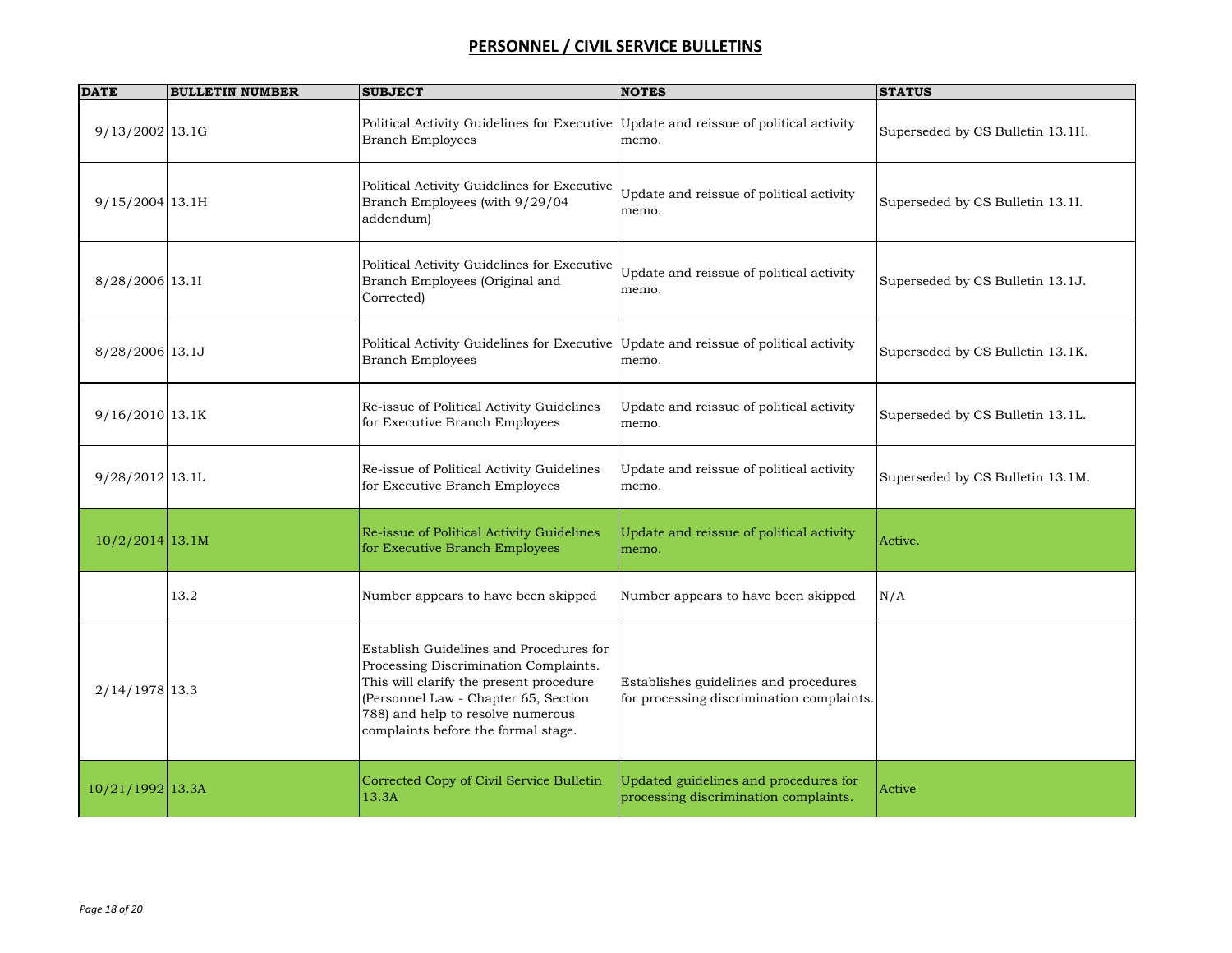## PERSONNEL / CIVIL SERVICE BULLETINS

| DATE | BULLETIN NUMBER | SUBJECT | NOTES | STATUS |
|---|---|---|---|---|
| 9/13/2002 | 13.1G | Political Activity Guidelines for Executive Branch Employees | Update and reissue of political activity memo. | Superseded by CS Bulletin 13.1H. |
| 9/15/2004 | 13.1H | Political Activity Guidelines for Executive Branch Employees (with 9/29/04 addendum) | Update and reissue of political activity memo. | Superseded by CS Bulletin 13.1I. |
| 8/28/2006 | 13.1I | Political Activity Guidelines for Executive Branch Employees (Original and Corrected) | Update and reissue of political activity memo. | Superseded by CS Bulletin 13.1J. |
| 8/28/2006 | 13.1J | Political Activity Guidelines for Executive Branch Employees | Update and reissue of political activity memo. | Superseded by CS Bulletin 13.1K. |
| 9/16/2010 | 13.1K | Re-issue of Political Activity Guidelines for Executive Branch Employees | Update and reissue of political activity memo. | Superseded by CS Bulletin 13.1L. |
| 9/28/2012 | 13.1L | Re-issue of Political Activity Guidelines for Executive Branch Employees | Update and reissue of political activity memo. | Superseded by CS Bulletin 13.1M. |
| 10/2/2014 | 13.1M | Re-issue of Political Activity Guidelines for Executive Branch Employees | Update and reissue of political activity memo. | Active. |
| | 13.2 | Number appears to have been skipped | Number appears to have been skipped | N/A |
| 2/14/1978 | 13.3 | Establish Guidelines and Procedures for Processing Discrimination Complaints. This will clarify the present procedure (Personnel Law - Chapter 65, Section 788) and help to resolve numerous complaints before the formal stage. | Establishes guidelines and procedures for processing discrimination complaints. | |
| 10/21/1992 | 13.3A | Corrected Copy of Civil Service Bulletin 13.3A | Updated guidelines and procedures for processing discrimination complaints. | Active |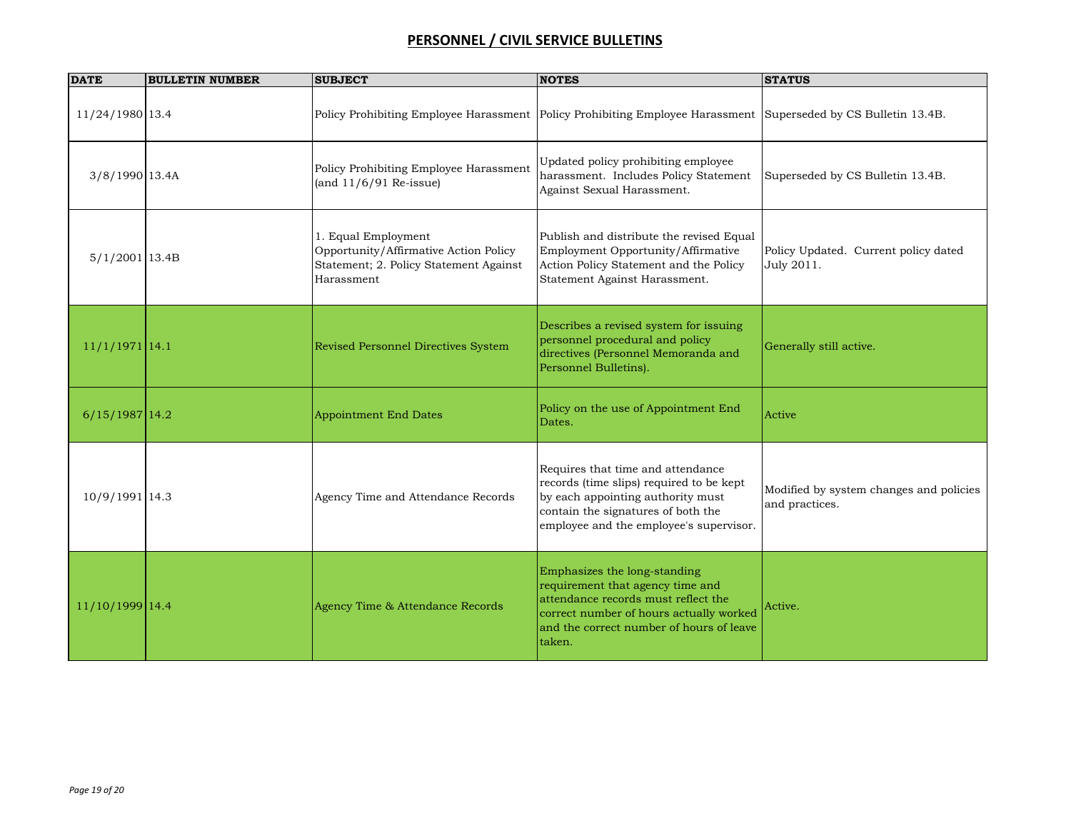# PERSONNEL / CIVIL SERVICE BULLETINS

| DATE | BULLETIN NUMBER | SUBJECT | NOTES | STATUS |
|---|---|---|---|---|
| 11/24/1980 | 13.4 | Policy Prohibiting Employee Harassment | Policy Prohibiting Employee Harassment | Superseded by CS Bulletin 13.4B. |
| 3/8/1990 | 13.4A | Policy Prohibiting Employee Harassment (and 11/6/91 Re-issue) | Updated policy prohibiting employee harassment. Includes Policy Statement Against Sexual Harassment. | Superseded by CS Bulletin 13.4B. |
| 5/1/2001 | 13.4B | 1. Equal Employment Opportunity/Affirmative Action Policy Statement; 2. Policy Statement Against Harassment | Publish and distribute the revised Equal Employment Opportunity/Affirmative Action Policy Statement and the Policy Statement Against Harassment. | Policy Updated. Current policy dated July 2011. |
| 11/1/1971 | 14.1 | Revised Personnel Directives System | Describes a revised system for issuing personnel procedural and policy directives (Personnel Memoranda and Personnel Bulletins). | Generally still active. |
| 6/15/1987 | 14.2 | Appointment End Dates | Policy on the use of Appointment End Dates. | Active |
| 10/9/1991 | 14.3 | Agency Time and Attendance Records | Requires that time and attendance records (time slips) required to be kept by each appointing authority must contain the signatures of both the employee and the employee's supervisor. | Modified by system changes and policies and practices. |
| 11/10/1999 | 14.4 | Agency Time & Attendance Records | Emphasizes the long-standing requirement that agency time and attendance records must reflect the correct number of hours actually worked and the correct number of hours of leave taken. | Active. |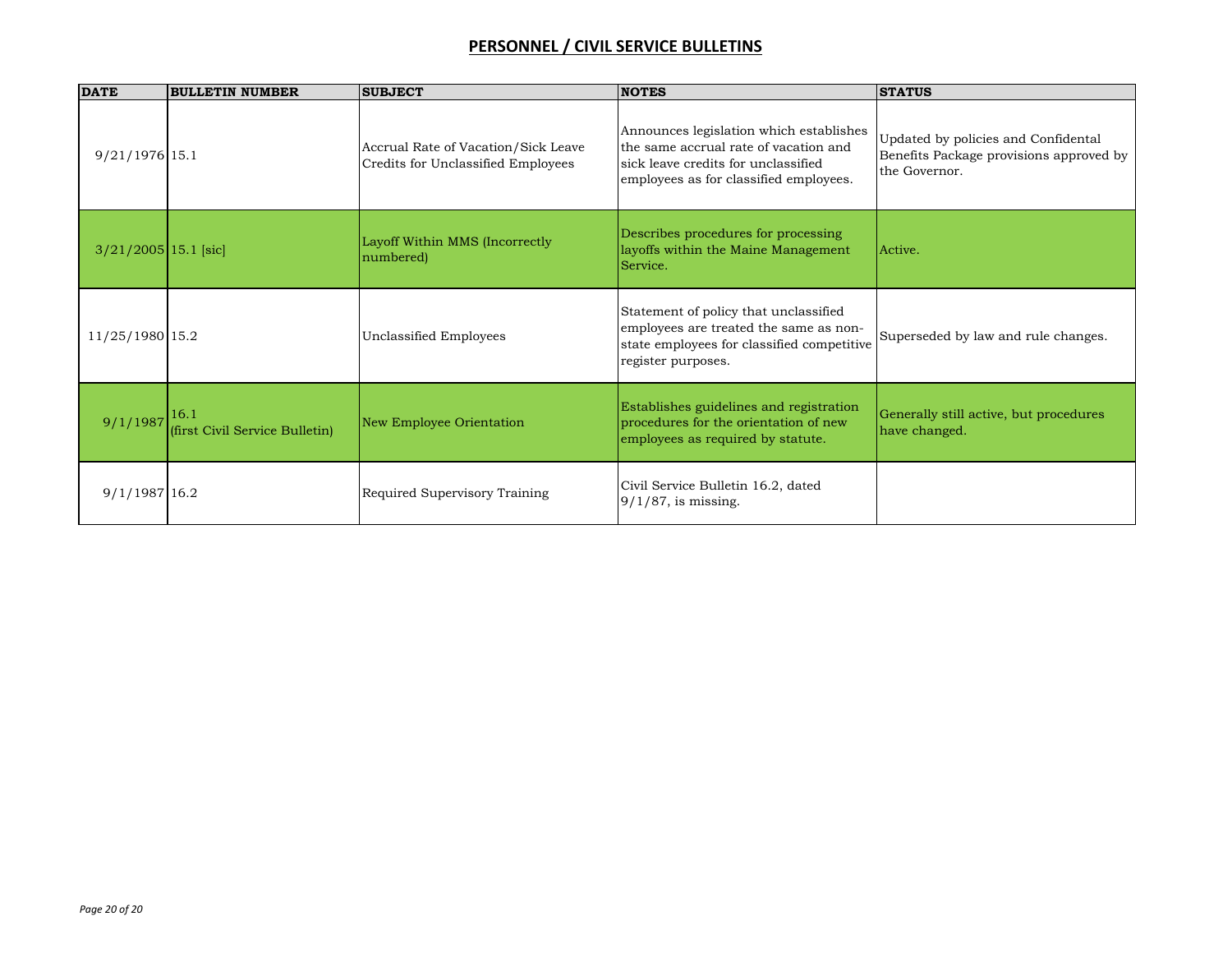## PERSONNEL / CIVIL SERVICE BULLETINS

| DATE | BULLETIN NUMBER | SUBJECT | NOTES | STATUS |
|---|---|---|---|---|
| 9/21/1976 | 15.1 | Accrual Rate of Vacation/Sick Leave Credits for Unclassified Employees | Announces legislation which establishes the same accrual rate of vacation and sick leave credits for unclassified employees as for classified employees. | Updated by policies and Confidental Benefits Package provisions approved by the Governor. |
| 3/21/2005 | 15.1 [sic] | Layoff Within MMS (Incorrectly numbered) | Describes procedures for processing layoffs within the Maine Management Service. | Active. |
| 11/25/1980 | 15.2 | Unclassified Employees | Statement of policy that unclassified employees are treated the same as non-state employees for classified competitive register purposes. | Superseded by law and rule changes. |
| 9/1/1987 | 16.1 (first Civil Service Bulletin) | New Employee Orientation | Establishes guidelines and registration procedures for the orientation of new employees as required by statute. | Generally still active, but procedures have changed. |
| 9/1/1987 | 16.2 | Required Supervisory Training | Civil Service Bulletin 16.2, dated 9/1/87, is missing. | |